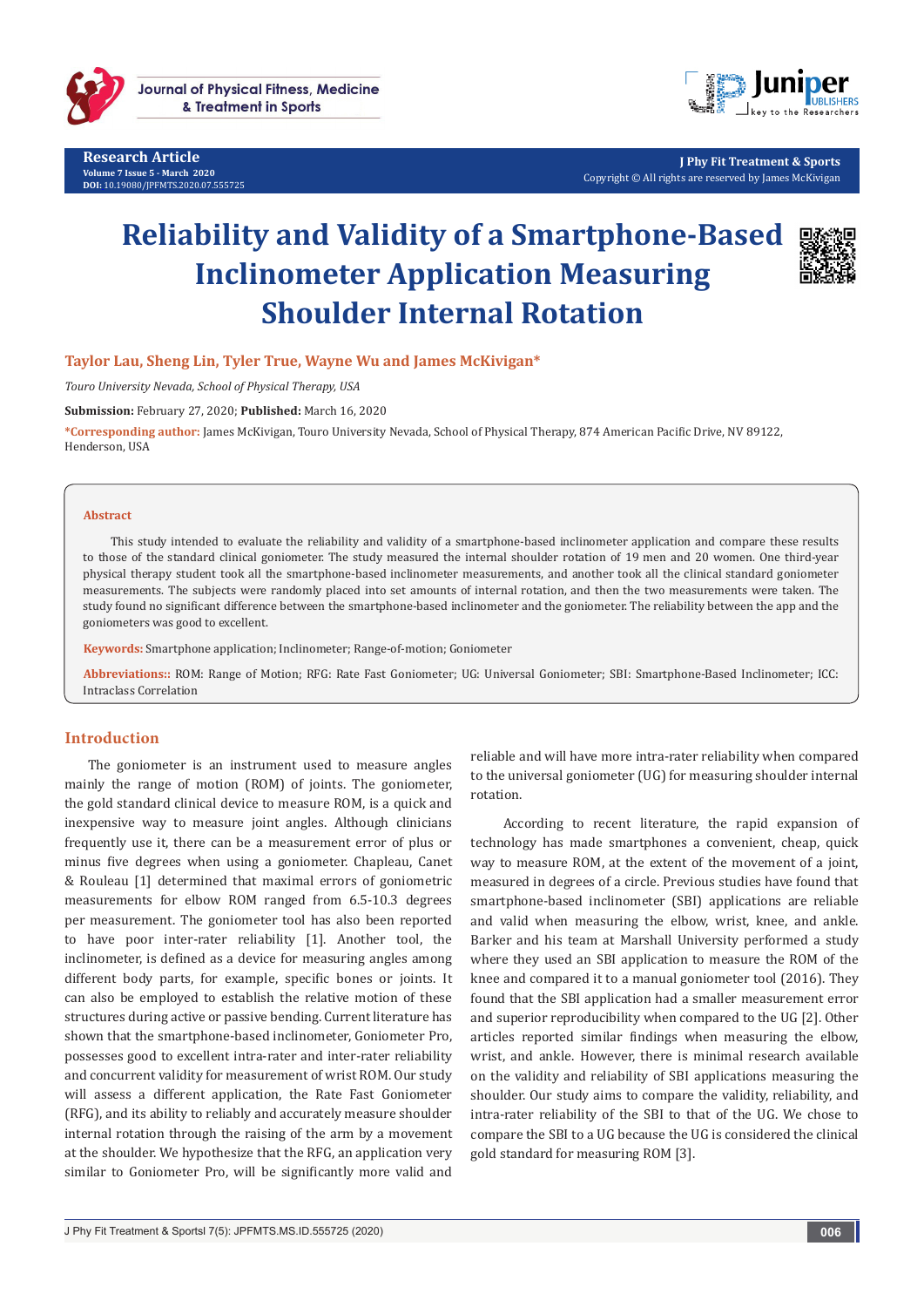Research Article
Volume 7 Issue 5 - March 2020
DOI: 10.19080/JPFMTS.2020.07.555725

J Phy Fit Treatment & Sports
Copyright © All rights are reserved by James McKivigan

# Reliability and Validity of a Smartphone-Based Inclinometer Application Measuring Shoulder Internal Rotation

**Taylor Lau, Sheng Lin, Tyler True, Wayne Wu and James McKivigan***

*Touro University Nevada, School of Physical Therapy, USA*

**Submission:** February 27, 2020; **Published:** March 16, 2020

***Corresponding author:** James McKivigan, Touro University Nevada, School of Physical Therapy, 874 American Pacific Drive, NV 89122, Henderson, USA

## Abstract

This study intended to evaluate the reliability and validity of a smartphone-based inclinometer application and compare these results to those of the standard clinical goniometer. The study measured the internal shoulder rotation of 19 men and 20 women. One third-year physical therapy student took all the smartphone-based inclinometer measurements, and another took all the clinical standard goniometer measurements. The subjects were randomly placed into set amounts of internal rotation, and then the two measurements were taken. The study found no significant difference between the smartphone-based inclinometer and the goniometer. The reliability between the app and the goniometers was good to excellent.

**Keywords:** Smartphone application; Inclinometer; Range-of-motion; Goniometer

**Abbreviations::** ROM: Range of Motion; RFG: Rate Fast Goniometer; UG: Universal Goniometer; SBI: Smartphone-Based Inclinometer; ICC: Intraclass Correlation

## Introduction

The goniometer is an instrument used to measure angles mainly the range of motion (ROM) of joints. The goniometer, the gold standard clinical device to measure ROM, is a quick and inexpensive way to measure joint angles. Although clinicians frequently use it, there can be a measurement error of plus or minus five degrees when using a goniometer. Chapleau, Canet & Rouleau [1] determined that maximal errors of goniometric measurements for elbow ROM ranged from 6.5-10.3 degrees per measurement. The goniometer tool has also been reported to have poor inter-rater reliability [1]. Another tool, the inclinometer, is defined as a device for measuring angles among different body parts, for example, specific bones or joints. It can also be employed to establish the relative motion of these structures during active or passive bending. Current literature has shown that the smartphone-based inclinometer, Goniometer Pro, possesses good to excellent intra-rater and inter-rater reliability and concurrent validity for measurement of wrist ROM. Our study will assess a different application, the Rate Fast Goniometer (RFG), and its ability to reliably and accurately measure shoulder internal rotation through the raising of the arm by a movement at the shoulder. We hypothesize that the RFG, an application very similar to Goniometer Pro, will be significantly more valid and reliable and will have more intra-rater reliability when compared to the universal goniometer (UG) for measuring shoulder internal rotation.

According to recent literature, the rapid expansion of technology has made smartphones a convenient, cheap, quick way to measure ROM, at the extent of the movement of a joint, measured in degrees of a circle. Previous studies have found that smartphone-based inclinometer (SBI) applications are reliable and valid when measuring the elbow, wrist, knee, and ankle. Barker and his team at Marshall University performed a study where they used an SBI application to measure the ROM of the knee and compared it to a manual goniometer tool (2016). They found that the SBI application had a smaller measurement error and superior reproducibility when compared to the UG [2]. Other articles reported similar findings when measuring the elbow, wrist, and ankle. However, there is minimal research available on the validity and reliability of SBI applications measuring the shoulder. Our study aims to compare the validity, reliability, and intra-rater reliability of the SBI to that of the UG. We chose to compare the SBI to a UG because the UG is considered the clinical gold standard for measuring ROM [3].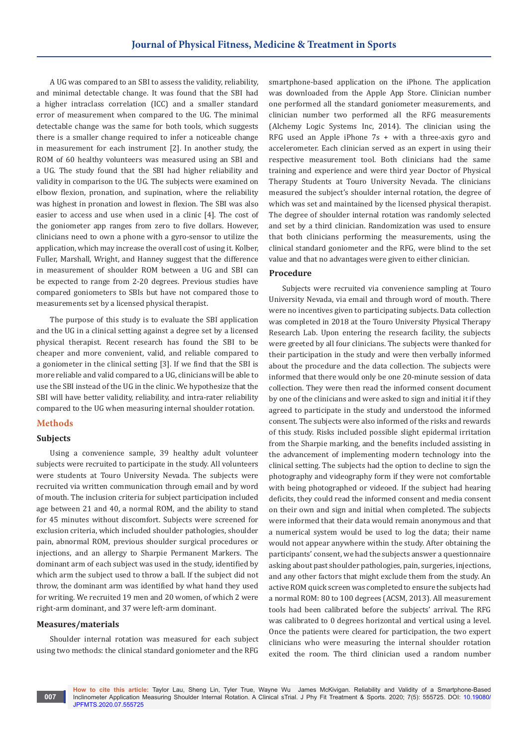A UG was compared to an SBI to assess the validity, reliability, and minimal detectable change. It was found that the SBI had a higher intraclass correlation (ICC) and a smaller standard error of measurement when compared to the UG. The minimal detectable change was the same for both tools, which suggests there is a smaller change required to infer a noticeable change in measurement for each instrument [2]. In another study, the ROM of 60 healthy volunteers was measured using an SBI and a UG. The study found that the SBI had higher reliability and validity in comparison to the UG. The subjects were examined on elbow flexion, pronation, and supination, where the reliability was highest in pronation and lowest in flexion. The SBI was also easier to access and use when used in a clinic [4]. The cost of the goniometer app ranges from zero to five dollars. However, clinicians need to own a phone with a gyro-sensor to utilize the application, which may increase the overall cost of using it. Kolber, Fuller, Marshall, Wright, and Hanney suggest that the difference in measurement of shoulder ROM between a UG and SBI can be expected to range from 2-20 degrees. Previous studies have compared goniometers to SBIs but have not compared those to measurements set by a licensed physical therapist.

The purpose of this study is to evaluate the SBI application and the UG in a clinical setting against a degree set by a licensed physical therapist. Recent research has found the SBI to be cheaper and more convenient, valid, and reliable compared to a goniometer in the clinical setting [3]. If we find that the SBI is more reliable and valid compared to a UG, clinicians will be able to use the SBI instead of the UG in the clinic. We hypothesize that the SBI will have better validity, reliability, and intra-rater reliability compared to the UG when measuring internal shoulder rotation.

## Methods

### Subjects

Using a convenience sample, 39 healthy adult volunteer subjects were recruited to participate in the study. All volunteers were students at Touro University Nevada. The subjects were recruited via written communication through email and by word of mouth. The inclusion criteria for subject participation included age between 21 and 40, a normal ROM, and the ability to stand for 45 minutes without discomfort. Subjects were screened for exclusion criteria, which included shoulder pathologies, shoulder pain, abnormal ROM, previous shoulder surgical procedures or injections, and an allergy to Sharpie Permanent Markers. The dominant arm of each subject was used in the study, identified by which arm the subject used to throw a ball. If the subject did not throw, the dominant arm was identified by what hand they used for writing. We recruited 19 men and 20 women, of which 2 were right-arm dominant, and 37 were left-arm dominant.

### Measures/materials

Shoulder internal rotation was measured for each subject using two methods: the clinical standard goniometer and the RFG smartphone-based application on the iPhone. The application was downloaded from the Apple App Store. Clinician number one performed all the standard goniometer measurements, and clinician number two performed all the RFG measurements (Alchemy Logic Systems Inc, 2014). The clinician using the RFG used an Apple iPhone 7s + with a three-axis gyro and accelerometer. Each clinician served as an expert in using their respective measurement tool. Both clinicians had the same training and experience and were third year Doctor of Physical Therapy Students at Touro University Nevada. The clinicians measured the subject's shoulder internal rotation, the degree of which was set and maintained by the licensed physical therapist. The degree of shoulder internal rotation was randomly selected and set by a third clinician. Randomization was used to ensure that both clinicians performing the measurements, using the clinical standard goniometer and the RFG, were blind to the set value and that no advantages were given to either clinician.

### Procedure

Subjects were recruited via convenience sampling at Touro University Nevada, via email and through word of mouth. There were no incentives given to participating subjects. Data collection was completed in 2018 at the Touro University Physical Therapy Research Lab. Upon entering the research facility, the subjects were greeted by all four clinicians. The subjects were thanked for their participation in the study and were then verbally informed about the procedure and the data collection. The subjects were informed that there would only be one 20-minute session of data collection. They were then read the informed consent document by one of the clinicians and were asked to sign and initial it if they agreed to participate in the study and understood the informed consent. The subjects were also informed of the risks and rewards of this study. Risks included possible slight epidermal irritation from the Sharpie marking, and the benefits included assisting in the advancement of implementing modern technology into the clinical setting. The subjects had the option to decline to sign the photography and videography form if they were not comfortable with being photographed or videoed. If the subject had hearing deficits, they could read the informed consent and media consent on their own and sign and initial when completed. The subjects were informed that their data would remain anonymous and that a numerical system would be used to log the data; their name would not appear anywhere within the study. After obtaining the participants' consent, we had the subjects answer a questionnaire asking about past shoulder pathologies, pain, surgeries, injections, and any other factors that might exclude them from the study. An active ROM quick screen was completed to ensure the subjects had a normal ROM: 80 to 100 degrees (ACSM, 2013). All measurement tools had been calibrated before the subjects' arrival. The RFG was calibrated to 0 degrees horizontal and vertical using a level. Once the patients were cleared for participation, the two expert clinicians who were measuring the internal shoulder rotation exited the room. The third clinician used a random number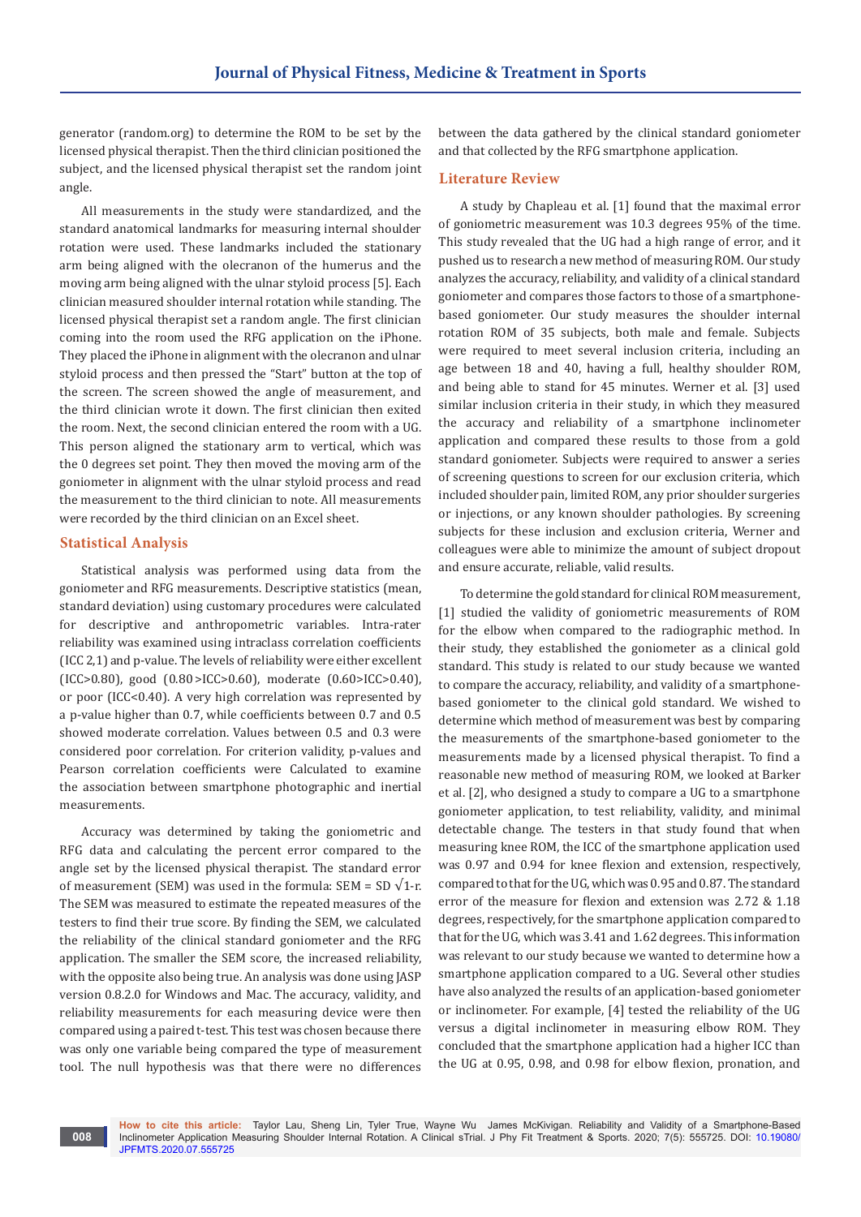generator (random.org) to determine the ROM to be set by the licensed physical therapist. Then the third clinician positioned the subject, and the licensed physical therapist set the random joint angle.

All measurements in the study were standardized, and the standard anatomical landmarks for measuring internal shoulder rotation were used. These landmarks included the stationary arm being aligned with the olecranon of the humerus and the moving arm being aligned with the ulnar styloid process [5]. Each clinician measured shoulder internal rotation while standing. The licensed physical therapist set a random angle. The first clinician coming into the room used the RFG application on the iPhone. They placed the iPhone in alignment with the olecranon and ulnar styloid process and then pressed the "Start" button at the top of the screen. The screen showed the angle of measurement, and the third clinician wrote it down. The first clinician then exited the room. Next, the second clinician entered the room with a UG. This person aligned the stationary arm to vertical, which was the 0 degrees set point. They then moved the moving arm of the goniometer in alignment with the ulnar styloid process and read the measurement to the third clinician to note. All measurements were recorded by the third clinician on an Excel sheet.

## Statistical Analysis

Statistical analysis was performed using data from the goniometer and RFG measurements. Descriptive statistics (mean, standard deviation) using customary procedures were calculated for descriptive and anthropometric variables. Intra-rater reliability was examined using intraclass correlation coefficients (ICC 2,1) and p-value. The levels of reliability were either excellent (ICC>0.80), good (0.80 >ICC>0.60), moderate (0.60>ICC>0.40), or poor (ICC<0.40). A very high correlation was represented by a p-value higher than 0.7, while coefficients between 0.7 and 0.5 showed moderate correlation. Values between 0.5 and 0.3 were considered poor correlation. For criterion validity, p-values and Pearson correlation coefficients were Calculated to examine the association between smartphone photographic and inertial measurements.

Accuracy was determined by taking the goniometric and RFG data and calculating the percent error compared to the angle set by the licensed physical therapist. The standard error of measurement (SEM) was used in the formula: $SEM = SD\sqrt{1-r}$. The SEM was measured to estimate the repeated measures of the testers to find their true score. By finding the SEM, we calculated the reliability of the clinical standard goniometer and the RFG application. The smaller the SEM score, the increased reliability, with the opposite also being true. An analysis was done using JASP version 0.8.2.0 for Windows and Mac. The accuracy, validity, and reliability measurements for each measuring device were then compared using a paired t-test. This test was chosen because there was only one variable being compared the type of measurement tool. The null hypothesis was that there were no differences between the data gathered by the clinical standard goniometer and that collected by the RFG smartphone application.

## Literature Review

A study by Chapleau et al. [1] found that the maximal error of goniometric measurement was 10.3 degrees 95% of the time. This study revealed that the UG had a high range of error, and it pushed us to research a new method of measuring ROM. Our study analyzes the accuracy, reliability, and validity of a clinical standard goniometer and compares those factors to those of a smartphone-based goniometer. Our study measures the shoulder internal rotation ROM of 35 subjects, both male and female. Subjects were required to meet several inclusion criteria, including an age between 18 and 40, having a full, healthy shoulder ROM, and being able to stand for 45 minutes. Werner et al. [3] used similar inclusion criteria in their study, in which they measured the accuracy and reliability of a smartphone inclinometer application and compared these results to those from a gold standard goniometer. Subjects were required to answer a series of screening questions to screen for our exclusion criteria, which included shoulder pain, limited ROM, any prior shoulder surgeries or injections, or any known shoulder pathologies. By screening subjects for these inclusion and exclusion criteria, Werner and colleagues were able to minimize the amount of subject dropout and ensure accurate, reliable, valid results.

To determine the gold standard for clinical ROM measurement, [1] studied the validity of goniometric measurements of ROM for the elbow when compared to the radiographic method. In their study, they established the goniometer as a clinical gold standard. This study is related to our study because we wanted to compare the accuracy, reliability, and validity of a smartphone-based goniometer to the clinical gold standard. We wished to determine which method of measurement was best by comparing the measurements of the smartphone-based goniometer to the measurements made by a licensed physical therapist. To find a reasonable new method of measuring ROM, we looked at Barker et al. [2], who designed a study to compare a UG to a smartphone goniometer application, to test reliability, validity, and minimal detectable change. The testers in that study found that when measuring knee ROM, the ICC of the smartphone application used was 0.97 and 0.94 for knee flexion and extension, respectively, compared to that for the UG, which was 0.95 and 0.87. The standard error of the measure for flexion and extension was 2.72 & 1.18 degrees, respectively, for the smartphone application compared to that for the UG, which was 3.41 and 1.62 degrees. This information was relevant to our study because we wanted to determine how a smartphone application compared to a UG. Several other studies have also analyzed the results of an application-based goniometer or inclinometer. For example, [4] tested the reliability of the UG versus a digital inclinometer in measuring elbow ROM. They concluded that the smartphone application had a higher ICC than the UG at 0.95, 0.98, and 0.98 for elbow flexion, pronation, and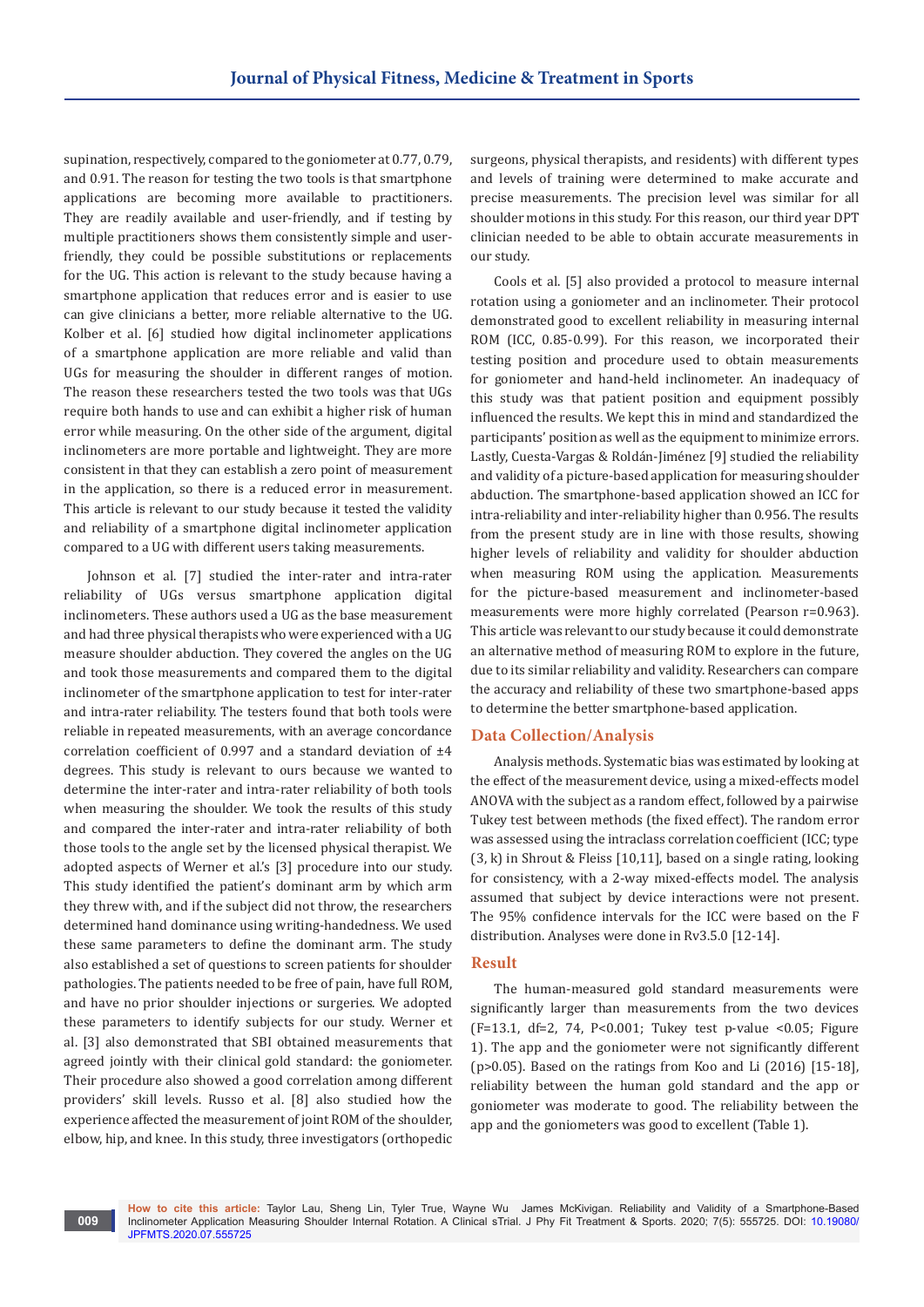supination, respectively, compared to the goniometer at 0.77, 0.79, and 0.91. The reason for testing the two tools is that smartphone applications are becoming more available to practitioners. They are readily available and user-friendly, and if testing by multiple practitioners shows them consistently simple and user-friendly, they could be possible substitutions or replacements for the UG. This action is relevant to the study because having a smartphone application that reduces error and is easier to use can give clinicians a better, more reliable alternative to the UG. Kolber et al. [6] studied how digital inclinometer applications of a smartphone application are more reliable and valid than UGs for measuring the shoulder in different ranges of motion. The reason these researchers tested the two tools was that UGs require both hands to use and can exhibit a higher risk of human error while measuring. On the other side of the argument, digital inclinometers are more portable and lightweight. They are more consistent in that they can establish a zero point of measurement in the application, so there is a reduced error in measurement. This article is relevant to our study because it tested the validity and reliability of a smartphone digital inclinometer application compared to a UG with different users taking measurements.

Johnson et al. [7] studied the inter-rater and intra-rater reliability of UGs versus smartphone application digital inclinometers. These authors used a UG as the base measurement and had three physical therapists who were experienced with a UG measure shoulder abduction. They covered the angles on the UG and took those measurements and compared them to the digital inclinometer of the smartphone application to test for inter-rater and intra-rater reliability. The testers found that both tools were reliable in repeated measurements, with an average concordance correlation coefficient of 0.997 and a standard deviation of ±4 degrees. This study is relevant to ours because we wanted to determine the inter-rater and intra-rater reliability of both tools when measuring the shoulder. We took the results of this study and compared the inter-rater and intra-rater reliability of both those tools to the angle set by the licensed physical therapist. We adopted aspects of Werner et al.'s [3] procedure into our study. This study identified the patient's dominant arm by which arm they threw with, and if the subject did not throw, the researchers determined hand dominance using writing-handedness. We used these same parameters to define the dominant arm. The study also established a set of questions to screen patients for shoulder pathologies. The patients needed to be free of pain, have full ROM, and have no prior shoulder injections or surgeries. We adopted these parameters to identify subjects for our study. Werner et al. [3] also demonstrated that SBI obtained measurements that agreed jointly with their clinical gold standard: the goniometer. Their procedure also showed a good correlation among different providers' skill levels. Russo et al. [8] also studied how the experience affected the measurement of joint ROM of the shoulder, elbow, hip, and knee. In this study, three investigators (orthopedic surgeons, physical therapists, and residents) with different types and levels of training were determined to make accurate and precise measurements. The precision level was similar for all shoulder motions in this study. For this reason, our third year DPT clinician needed to be able to obtain accurate measurements in our study.

Cools et al. [5] also provided a protocol to measure internal rotation using a goniometer and an inclinometer. Their protocol demonstrated good to excellent reliability in measuring internal ROM (ICC, 0.85-0.99). For this reason, we incorporated their testing position and procedure used to obtain measurements for goniometer and hand-held inclinometer. An inadequacy of this study was that patient position and equipment possibly influenced the results. We kept this in mind and standardized the participants' position as well as the equipment to minimize errors. Lastly, Cuesta-Vargas & Roldán-Jiménez [9] studied the reliability and validity of a picture-based application for measuring shoulder abduction. The smartphone-based application showed an ICC for intra-reliability and inter-reliability higher than 0.956. The results from the present study are in line with those results, showing higher levels of reliability and validity for shoulder abduction when measuring ROM using the application. Measurements for the picture-based measurement and inclinometer-based measurements were more highly correlated (Pearson r=0.963). This article was relevant to our study because it could demonstrate an alternative method of measuring ROM to explore in the future, due to its similar reliability and validity. Researchers can compare the accuracy and reliability of these two smartphone-based apps to determine the better smartphone-based application.

## Data Collection/Analysis

Analysis methods. Systematic bias was estimated by looking at the effect of the measurement device, using a mixed-effects model ANOVA with the subject as a random effect, followed by a pairwise Tukey test between methods (the fixed effect). The random error was assessed using the intraclass correlation coefficient (ICC; type (3, k) in Shrout & Fleiss [10,11], based on a single rating, looking for consistency, with a 2-way mixed-effects model. The analysis assumed that subject by device interactions were not present. The 95% confidence intervals for the ICC were based on the F distribution. Analyses were done in Rv3.5.0 [12-14].

## Result

The human-measured gold standard measurements were significantly larger than measurements from the two devices ($F=13.1$, $df=2, 74$, $P<0.001$; Tukey test p-value $<0.05$; Figure 1). The app and the goniometer were not significantly different ($p>0.05$). Based on the ratings from Koo and Li (2016) [15-18], reliability between the human gold standard and the app or goniometer was moderate to good. The reliability between the app and the goniometers was good to excellent (Table 1).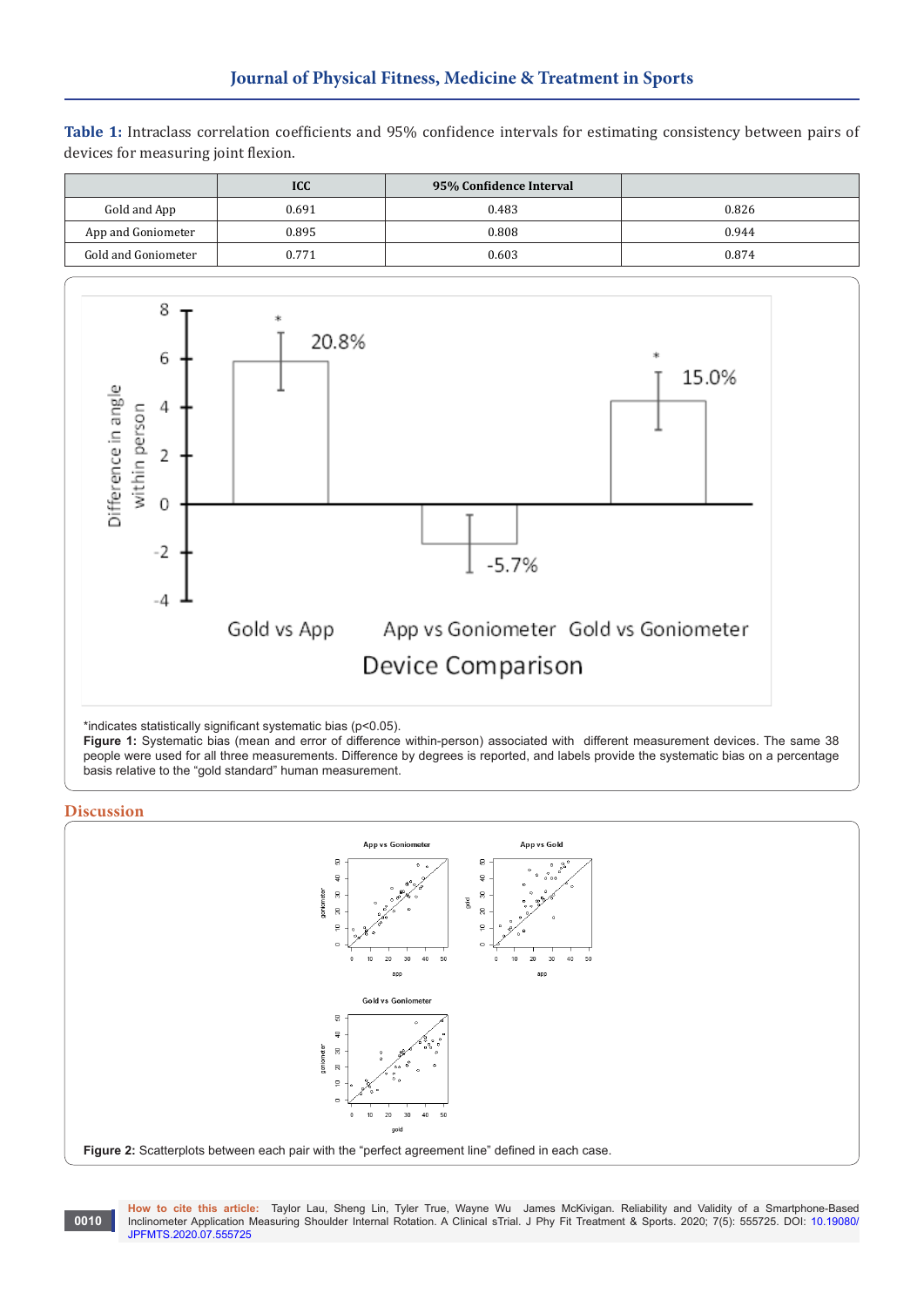**Table 1:** Intraclass correlation coefficients and 95% confidence intervals for estimating consistency between pairs of devices for measuring joint flexion.

| | ICC | 95% Confidence Interval | |
|---|---|---|---|
| Gold and App | 0.691 | 0.483 | 0.826 |
| App and Goniometer | 0.895 | 0.808 | 0.944 |
| Gold and Goniometer | 0.771 | 0.603 | 0.874 |

*indicates statistically significant systematic bias (p<0.05).

**Figure 1:** Systematic bias (mean and error of difference within-person) associated with different measurement devices. The same 38 people were used for all three measurements. Difference by degrees is reported, and labels provide the systematic bias on a percentage basis relative to the "gold standard" human measurement.

## Discussion

**Figure 2:** Scatterplots between each pair with the "perfect agreement line" defined in each case.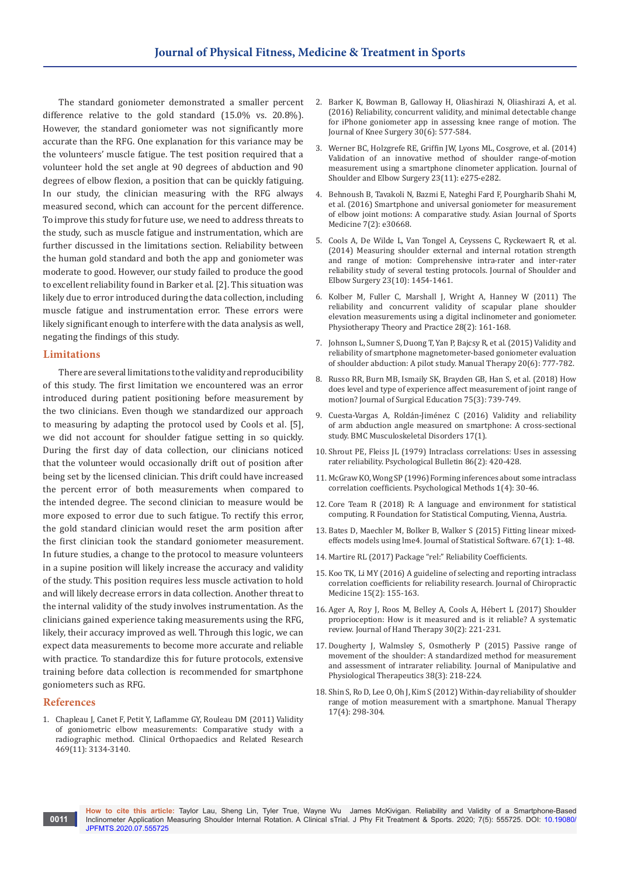The standard goniometer demonstrated a smaller percent difference relative to the gold standard (15.0% vs. 20.8%). However, the standard goniometer was not significantly more accurate than the RFG. One explanation for this variance may be the volunteers' muscle fatigue. The test position required that a volunteer hold the set angle at 90 degrees of abduction and 90 degrees of elbow flexion, a position that can be quickly fatiguing. In our study, the clinician measuring with the RFG always measured second, which can account for the percent difference. To improve this study for future use, we need to address threats to the study, such as muscle fatigue and instrumentation, which are further discussed in the limitations section. Reliability between the human gold standard and both the app and goniometer was moderate to good. However, our study failed to produce the good to excellent reliability found in Barker et al. [2]. This situation was likely due to error introduced during the data collection, including muscle fatigue and instrumentation error. These errors were likely significant enough to interfere with the data analysis as well, negating the findings of this study.

## Limitations

There are several limitations to the validity and reproducibility of this study. The first limitation we encountered was an error introduced during patient positioning before measurement by the two clinicians. Even though we standardized our approach to measuring by adapting the protocol used by Cools et al. [5], we did not account for shoulder fatigue setting in so quickly. During the first day of data collection, our clinicians noticed that the volunteer would occasionally drift out of position after being set by the licensed clinician. This drift could have increased the percent error of both measurements when compared to the intended degree. The second clinician to measure would be more exposed to error due to such fatigue. To rectify this error, the gold standard clinician would reset the arm position after the first clinician took the standard goniometer measurement. In future studies, a change to the protocol to measure volunteers in a supine position will likely increase the accuracy and validity of the study. This position requires less muscle activation to hold and will likely decrease errors in data collection. Another threat to the internal validity of the study involves instrumentation. As the clinicians gained experience taking measurements using the RFG, likely, their accuracy improved as well. Through this logic, we can expect data measurements to become more accurate and reliable with practice. To standardize this for future protocols, extensive training before data collection is recommended for smartphone goniometers such as RFG.

## References

1. Chapleau J, Canet F, Petit Y, Laflamme GY, Rouleau DM (2011) Validity of goniometric elbow measurements: Comparative study with a radiographic method. Clinical Orthopaedics and Related Research 469(11): 3134-3140.
2. Barker K, Bowman B, Galloway H, Oliashirazi N, Oliashirazi A, et al. (2016) Reliability, concurrent validity, and minimal detectable change for iPhone goniometer app in assessing knee range of motion. The Journal of Knee Surgery 30(6): 577-584.
3. Werner BC, Holzgrefe RE, Griffin JW, Lyons ML, Cosgrove, et al. (2014) Validation of an innovative method of shoulder range-of-motion measurement using a smartphone clinometer application. Journal of Shoulder and Elbow Surgery 23(11): e275-e282.
4. Behnoush B, Tavakoli N, Bazmi E, Nateghi Fard F, Pourgharib Shahi M, et al. (2016) Smartphone and universal goniometer for measurement of elbow joint motions: A comparative study. Asian Journal of Sports Medicine 7(2): e30668.
5. Cools A, De Wilde L, Van Tongel A, Ceyssens C, Ryckewaert R, et al. (2014) Measuring shoulder external and internal rotation strength and range of motion: Comprehensive intra-rater and inter-rater reliability study of several testing protocols. Journal of Shoulder and Elbow Surgery 23(10): 1454-1461.
6. Kolber M, Fuller C, Marshall J, Wright A, Hanney W (2011) The reliability and concurrent validity of scapular plane shoulder elevation measurements using a digital inclinometer and goniometer. Physiotherapy Theory and Practice 28(2): 161-168.
7. Johnson L, Sumner S, Duong T, Yan P, Bajcsy R, et al. (2015) Validity and reliability of smartphone magnetometer-based goniometer evaluation of shoulder abduction: A pilot study. Manual Therapy 20(6): 777-782.
8. Russo RR, Burn MB, Ismaily SK, Brayden GB, Han S, et al. (2018) How does level and type of experience affect measurement of joint range of motion? Journal of Surgical Education 75(3): 739-749.
9. Cuesta-Vargas A, Roldán-Jiménez C (2016) Validity and reliability of arm abduction angle measured on smartphone: A cross-sectional study. BMC Musculoskeletal Disorders 17(1).
10. Shrout PE, Fleiss JL (1979) Intraclass correlations: Uses in assessing rater reliability. Psychological Bulletin 86(2): 420-428.
11. McGraw KO, Wong SP (1996) Forming inferences about some intraclass correlation coefficients. Psychological Methods 1(4): 30-46.
12. Core Team R (2018) R: A language and environment for statistical computing. R Foundation for Statistical Computing, Vienna, Austria.
13. Bates D, Maechler M, Bolker B, Walker S (2015) Fitting linear mixed-effects models using lme4. Journal of Statistical Software. 67(1): 1-48.
14. Martire RL (2017) Package "rel:" Reliability Coefficients.
15. Koo TK, Li MY (2016) A guideline of selecting and reporting intraclass correlation coefficients for reliability research. Journal of Chiropractic Medicine 15(2): 155-163.
16. Ager A, Roy J, Roos M, Belley A, Cools A, Hébert L (2017) Shoulder proprioception: How is it measured and is it reliable? A systematic review. Journal of Hand Therapy 30(2): 221-231.
17. Dougherty J, Walmsley S, Osmotherly P (2015) Passive range of movement of the shoulder: A standardized method for measurement and assessment of intrarater reliability. Journal of Manipulative and Physiological Therapeutics 38(3): 218-224.
18. Shin S, Ro D, Lee O, Oh J, Kim S (2012) Within-day reliability of shoulder range of motion measurement with a smartphone. Manual Therapy 17(4): 298-304.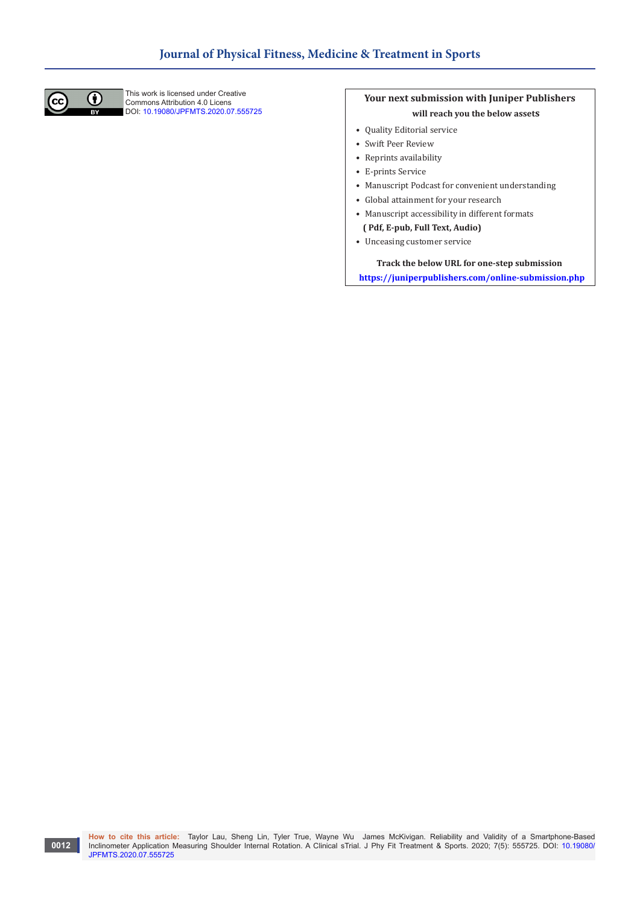This work is licensed under Creative Commons Attribution 4.0 Licens
DOI: 10.19080/JPFMTS.2020.07.555725

**Your next submission with Juniper Publishers will reach you the below assets**

- Quality Editorial service
- Swift Peer Review
- Reprints availability
- E-prints Service
- Manuscript Podcast for convenient understanding
- Global attainment for your research
- Manuscript accessibility in different formats
  **( Pdf, E-pub, Full Text, Audio)**
- Unceasing customer service

**Track the below URL for one-step submission**
**https://juniperpublishers.com/online-submission.php**

**How to cite this article:** Taylor Lau, Sheng Lin, Tyler True, Wayne Wu James McKivigan. Reliability and Validity of a Smartphone-Based Inclinometer Application Measuring Shoulder Internal Rotation. A Clinical sTrial. J Phy Fit Treatment & Sports. 2020; 7(5): 555725. DOI: 10.19080/JPFMTS.2020.07.555725